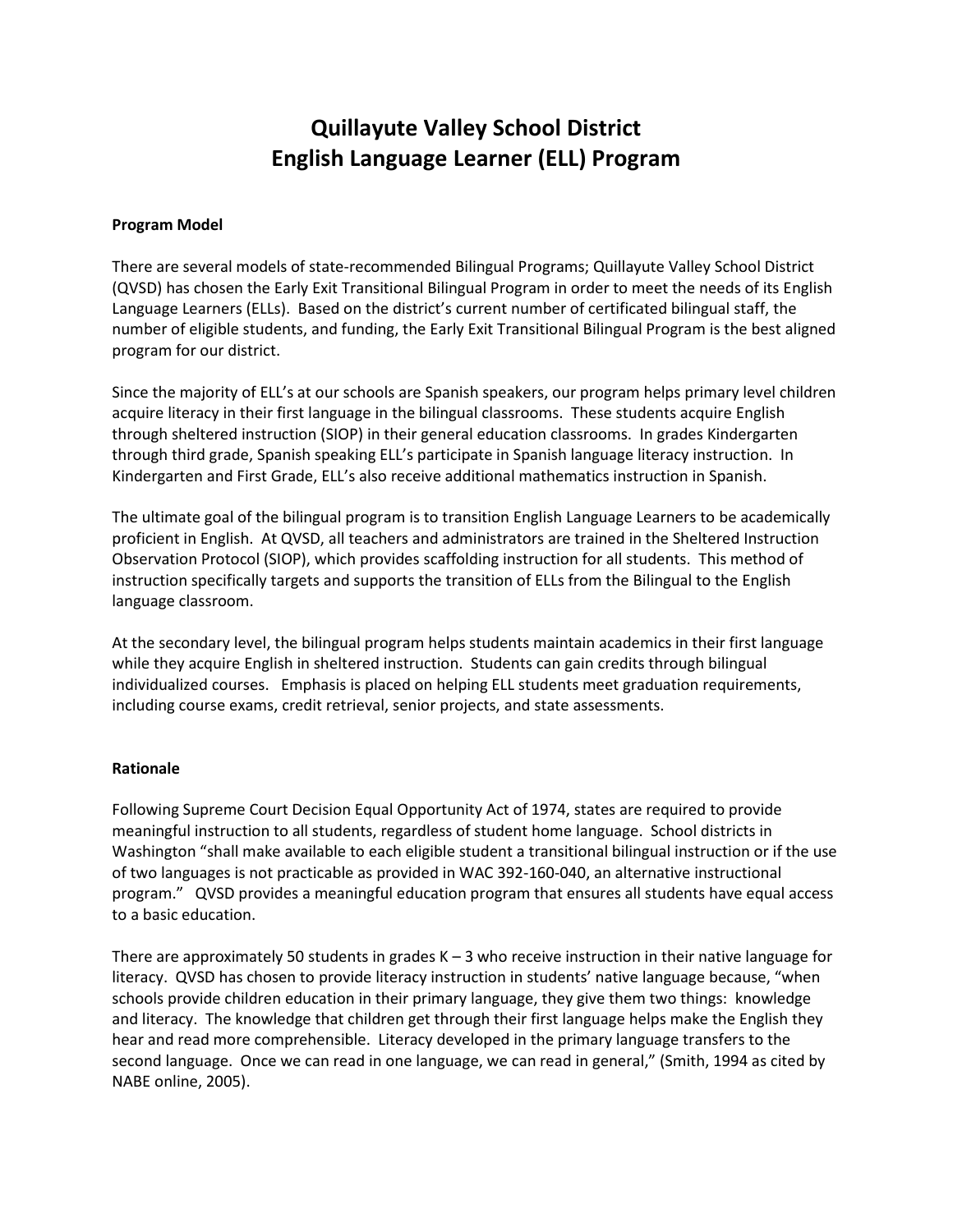# Quillayute Valley School District
# English Language Learner (ELL) Program

**Program Model**

There are several models of state-recommended Bilingual Programs; Quillayute Valley School District (QVSD) has chosen the Early Exit Transitional Bilingual Program in order to meet the needs of its English Language Learners (ELLs). Based on the district's current number of certificated bilingual staff, the number of eligible students, and funding, the Early Exit Transitional Bilingual Program is the best aligned program for our district.

Since the majority of ELL's at our schools are Spanish speakers, our program helps primary level children acquire literacy in their first language in the bilingual classrooms. These students acquire English through sheltered instruction (SIOP) in their general education classrooms. In grades Kindergarten through third grade, Spanish speaking ELL's participate in Spanish language literacy instruction. In Kindergarten and First Grade, ELL's also receive additional mathematics instruction in Spanish.

The ultimate goal of the bilingual program is to transition English Language Learners to be academically proficient in English. At QVSD, all teachers and administrators are trained in the Sheltered Instruction Observation Protocol (SIOP), which provides scaffolding instruction for all students. This method of instruction specifically targets and supports the transition of ELLs from the Bilingual to the English language classroom.

At the secondary level, the bilingual program helps students maintain academics in their first language while they acquire English in sheltered instruction. Students can gain credits through bilingual individualized courses. Emphasis is placed on helping ELL students meet graduation requirements, including course exams, credit retrieval, senior projects, and state assessments.

**Rationale**

Following Supreme Court Decision Equal Opportunity Act of 1974, states are required to provide meaningful instruction to all students, regardless of student home language. School districts in Washington "shall make available to each eligible student a transitional bilingual instruction or if the use of two languages is not practicable as provided in WAC 392-160-040, an alternative instructional program." QVSD provides a meaningful education program that ensures all students have equal access to a basic education.

There are approximately 50 students in grades K – 3 who receive instruction in their native language for literacy. QVSD has chosen to provide literacy instruction in students' native language because, "when schools provide children education in their primary language, they give them two things: knowledge and literacy. The knowledge that children get through their first language helps make the English they hear and read more comprehensible. Literacy developed in the primary language transfers to the second language. Once we can read in one language, we can read in general," (Smith, 1994 as cited by NABE online, 2005).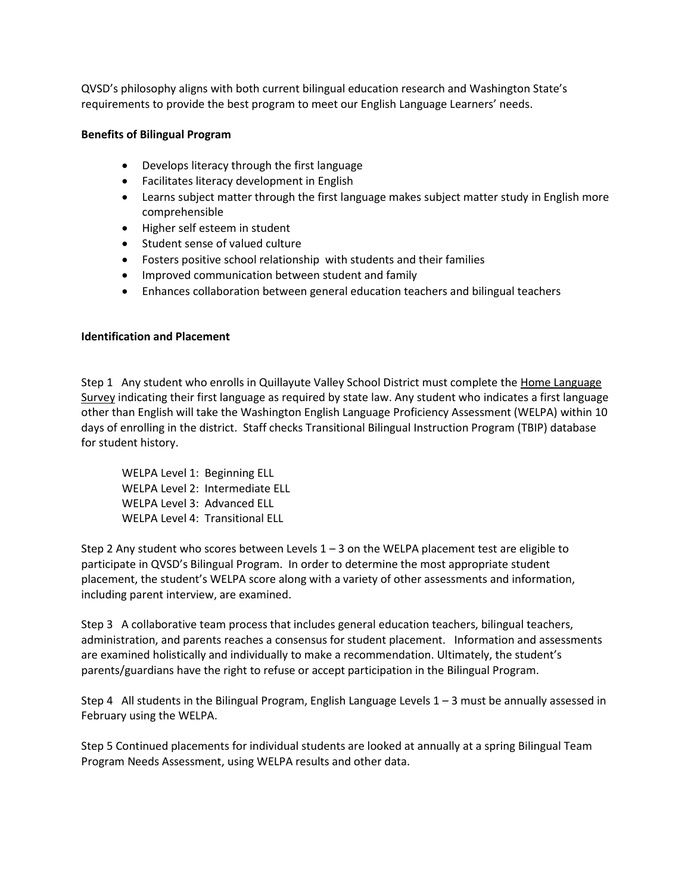QVSD's philosophy aligns with both current bilingual education research and Washington State's requirements to provide the best program to meet our English Language Learners' needs.

**Benefits of Bilingual Program**

- Develops literacy through the first language
- Facilitates literacy development in English
- Learns subject matter through the first language makes subject matter study in English more comprehensible
- Higher self esteem in student
- Student sense of valued culture
- Fosters positive school relationship with students and their families
- Improved communication between student and family
- Enhances collaboration between general education teachers and bilingual teachers

**Identification and Placement**

Step 1 Any student who enrolls in Quillayute Valley School District must complete the Home Language Survey indicating their first language as required by state law. Any student who indicates a first language other than English will take the Washington English Language Proficiency Assessment (WELPA) within 10 days of enrolling in the district. Staff checks Transitional Bilingual Instruction Program (TBIP) database for student history.

WELPA Level 1: Beginning ELL
WELPA Level 2: Intermediate ELL
WELPA Level 3: Advanced ELL
WELPA Level 4: Transitional ELL

Step 2 Any student who scores between Levels 1 – 3 on the WELPA placement test are eligible to participate in QVSD's Bilingual Program. In order to determine the most appropriate student placement, the student's WELPA score along with a variety of other assessments and information, including parent interview, are examined.

Step 3 A collaborative team process that includes general education teachers, bilingual teachers, administration, and parents reaches a consensus for student placement. Information and assessments are examined holistically and individually to make a recommendation. Ultimately, the student's parents/guardians have the right to refuse or accept participation in the Bilingual Program.

Step 4 All students in the Bilingual Program, English Language Levels 1 – 3 must be annually assessed in February using the WELPA.

Step 5 Continued placements for individual students are looked at annually at a spring Bilingual Team Program Needs Assessment, using WELPA results and other data.